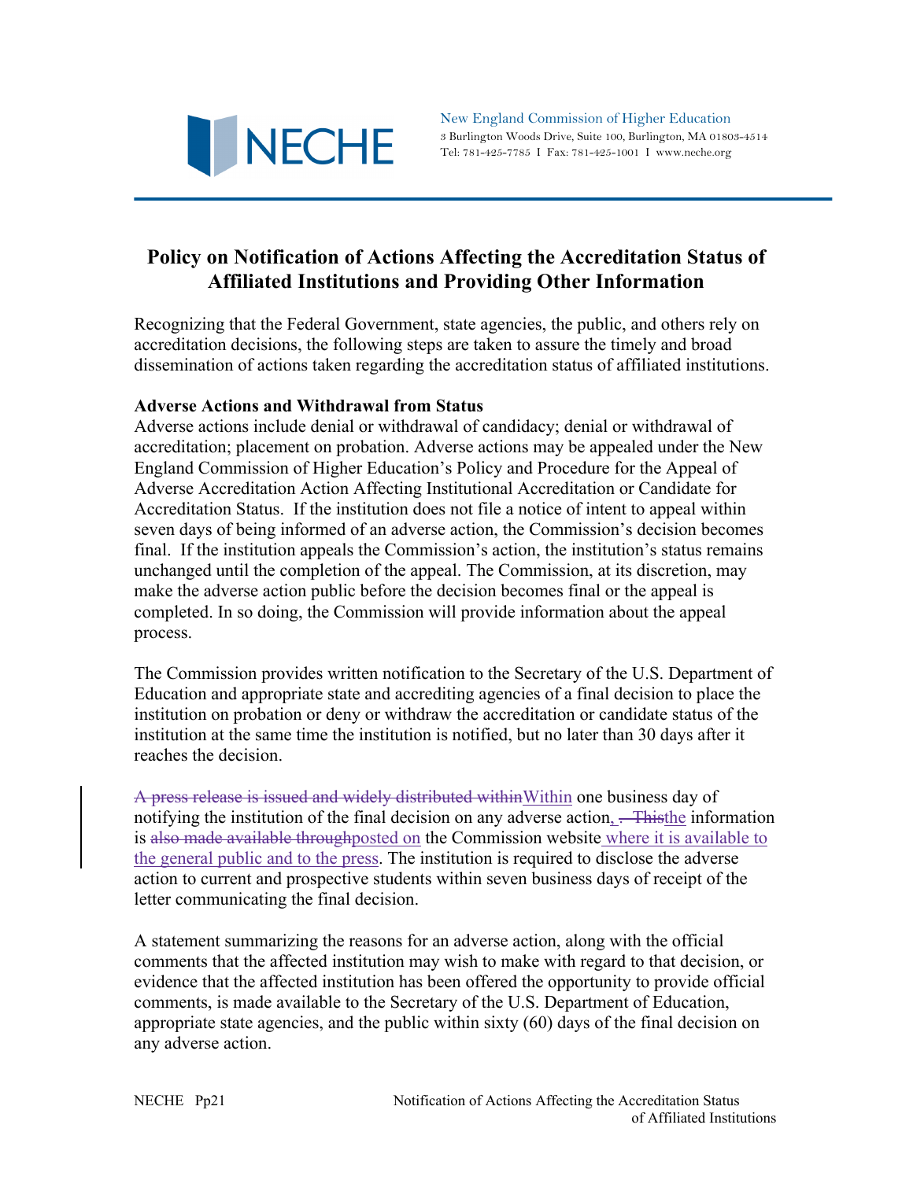NECHE

New England Commission of Higher Education
3 Burlington Woods Drive, Suite 100, Burlington, MA 01803-4514
Tel: 781-425-7785 I Fax: 781-425-1001 I www.neche.org

# Policy on Notification of Actions Affecting the Accreditation Status of Affiliated Institutions and Providing Other Information

Recognizing that the Federal Government, state agencies, the public, and others rely on accreditation decisions, the following steps are taken to assure the timely and broad dissemination of actions taken regarding the accreditation status of affiliated institutions.

**Adverse Actions and Withdrawal from Status**

Adverse actions include denial or withdrawal of candidacy; denial or withdrawal of accreditation; placement on probation. Adverse actions may be appealed under the New England Commission of Higher Education's Policy and Procedure for the Appeal of Adverse Accreditation Action Affecting Institutional Accreditation or Candidate for Accreditation Status. If the institution does not file a notice of intent to appeal within seven days of being informed of an adverse action, the Commission's decision becomes final. If the institution appeals the Commission's action, the institution's status remains unchanged until the completion of the appeal. The Commission, at its discretion, may make the adverse action public before the decision becomes final or the appeal is completed. In so doing, the Commission will provide information about the appeal process.

The Commission provides written notification to the Secretary of the U.S. Department of Education and appropriate state and accrediting agencies of a final decision to place the institution on probation or deny or withdraw the accreditation or candidate status of the institution at the same time the institution is notified, but no later than 30 days after it reaches the decision.

~~A press release is issued and widely distributed within~~Within one business day of notifying the institution of the final decision on any adverse action, ~~. This~~the information is ~~also made available through~~posted on the Commission website where it is available to the general public and to the press. The institution is required to disclose the adverse action to current and prospective students within seven business days of receipt of the letter communicating the final decision.

A statement summarizing the reasons for an adverse action, along with the official comments that the affected institution may wish to make with regard to that decision, or evidence that the affected institution has been offered the opportunity to provide official comments, is made available to the Secretary of the U.S. Department of Education, appropriate state agencies, and the public within sixty (60) days of the final decision on any adverse action.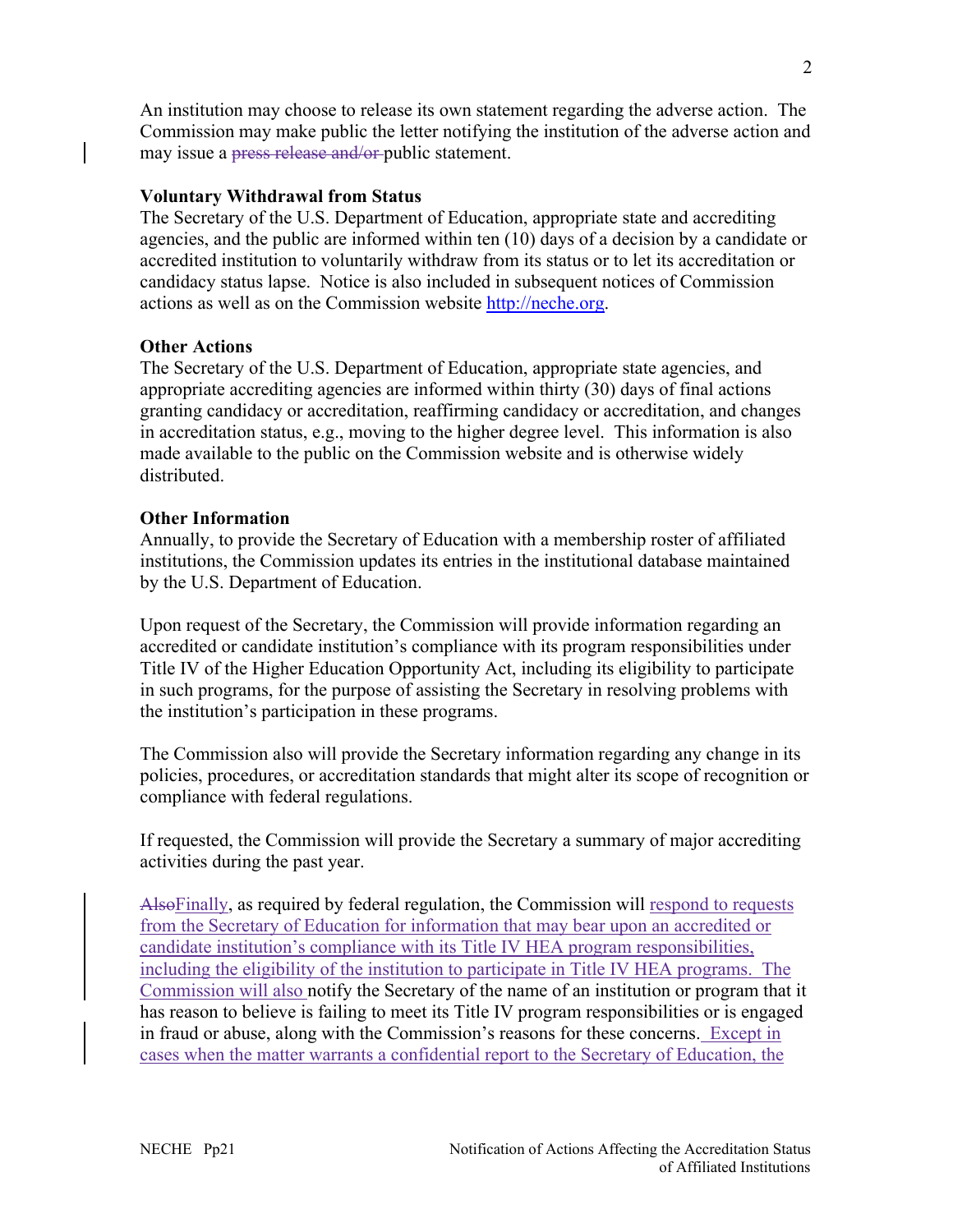An institution may choose to release its own statement regarding the adverse action. The Commission may make public the letter notifying the institution of the adverse action and may issue a ~~press release and/or~~ public statement.

**Voluntary Withdrawal from Status**
The Secretary of the U.S. Department of Education, appropriate state and accrediting agencies, and the public are informed within ten (10) days of a decision by a candidate or accredited institution to voluntarily withdraw from its status or to let its accreditation or candidacy status lapse. Notice is also included in subsequent notices of Commission actions as well as on the Commission website http://neche.org.

**Other Actions**
The Secretary of the U.S. Department of Education, appropriate state agencies, and appropriate accrediting agencies are informed within thirty (30) days of final actions granting candidacy or accreditation, reaffirming candidacy or accreditation, and changes in accreditation status, e.g., moving to the higher degree level. This information is also made available to the public on the Commission website and is otherwise widely distributed.

**Other Information**
Annually, to provide the Secretary of Education with a membership roster of affiliated institutions, the Commission updates its entries in the institutional database maintained by the U.S. Department of Education.

Upon request of the Secretary, the Commission will provide information regarding an accredited or candidate institution's compliance with its program responsibilities under Title IV of the Higher Education Opportunity Act, including its eligibility to participate in such programs, for the purpose of assisting the Secretary in resolving problems with the institution's participation in these programs.

The Commission also will provide the Secretary information regarding any change in its policies, procedures, or accreditation standards that might alter its scope of recognition or compliance with federal regulations.

If requested, the Commission will provide the Secretary a summary of major accrediting activities during the past year.

~~Also~~Finally, as required by federal regulation, the Commission will respond to requests from the Secretary of Education for information that may bear upon an accredited or candidate institution's compliance with its Title IV HEA program responsibilities, including the eligibility of the institution to participate in Title IV HEA programs. The Commission will also notify the Secretary of the name of an institution or program that it has reason to believe is failing to meet its Title IV program responsibilities or is engaged in fraud or abuse, along with the Commission's reasons for these concerns. Except in cases when the matter warrants a confidential report to the Secretary of Education, the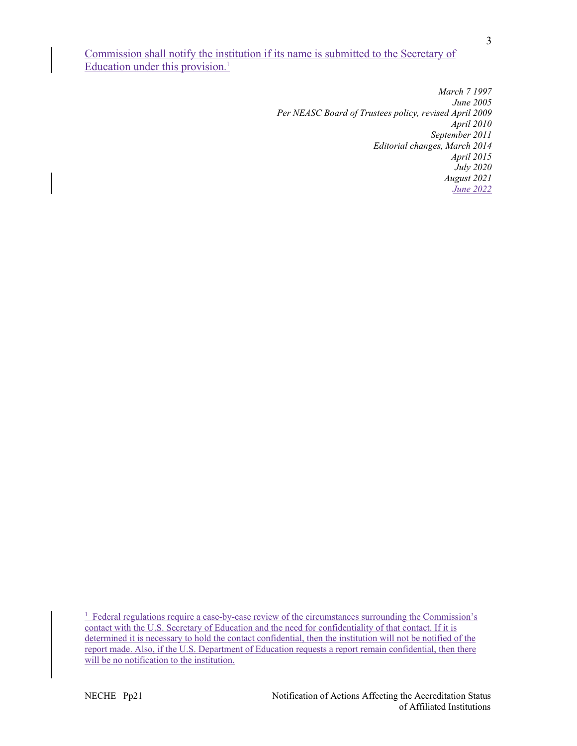Commission shall notify the institution if its name is submitted to the Secretary of Education under this provision.[1]

*March 7 1997*
*June 2005*
*Per NEASC Board of Trustees policy, revised April 2009*
*April 2010*
*September 2011*
*Editorial changes, March 2014*
*April 2015*
*July 2020*
*August 2021*
*June 2022*

[1] Federal regulations require a case-by-case review of the circumstances surrounding the Commission's contact with the U.S. Secretary of Education and the need for confidentiality of that contact. If it is determined it is necessary to hold the contact confidential, then the institution will not be notified of the report made. Also, if the U.S. Department of Education requests a report remain confidential, then there will be no notification to the institution.